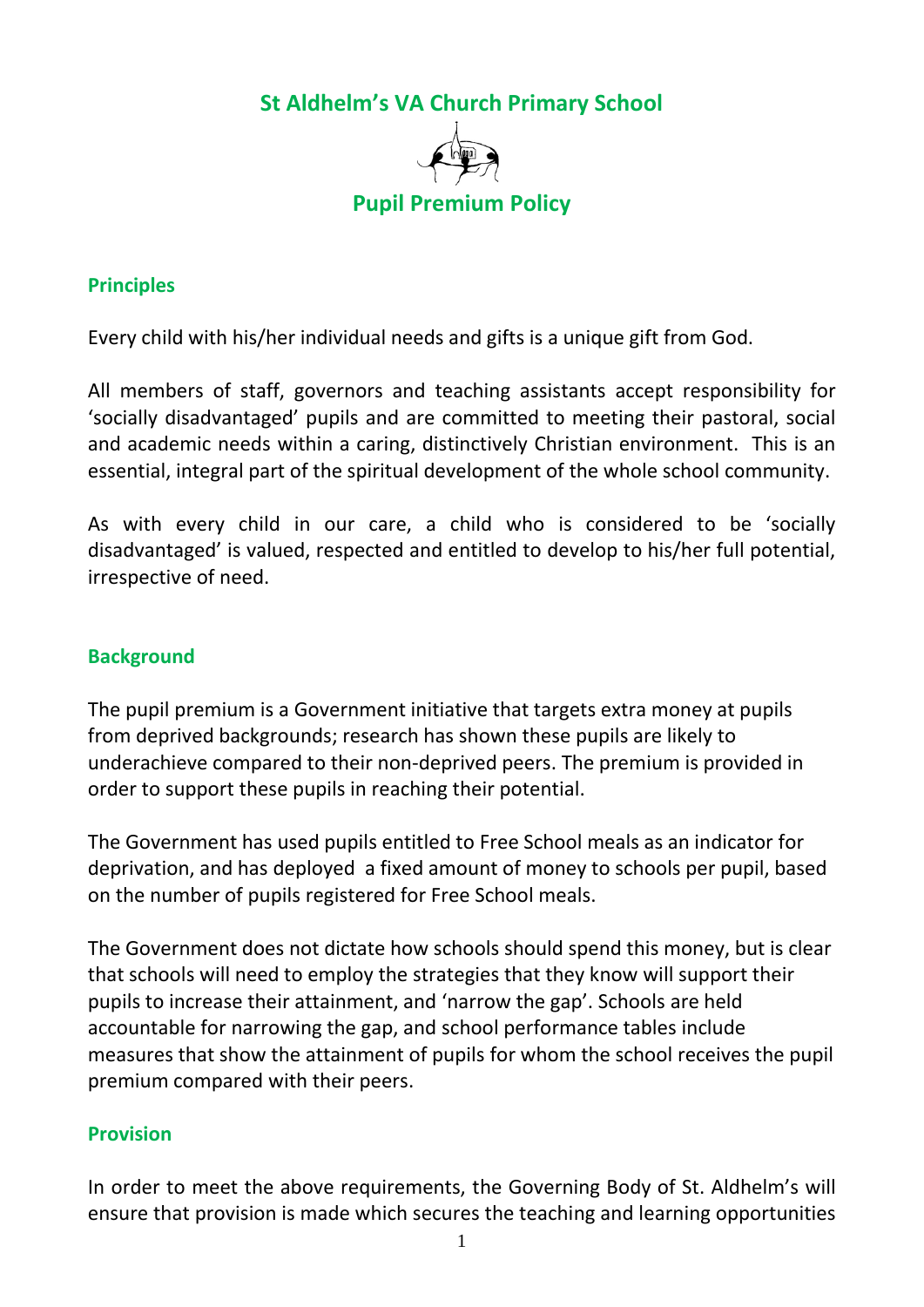# St Aldhelm's VA Church Primary School

## Pupil Premium Policy

### Principles

Every child with his/her individual needs and gifts is a unique gift from God.

All members of staff, governors and teaching assistants accept responsibility for 'socially disadvantaged' pupils and are committed to meeting their pastoral, social and academic needs within a caring, distinctively Christian environment. This is an essential, integral part of the spiritual development of the whole school community.

As with every child in our care, a child who is considered to be 'socially disadvantaged' is valued, respected and entitled to develop to his/her full potential, irrespective of need.

### Background

The pupil premium is a Government initiative that targets extra money at pupils from deprived backgrounds; research has shown these pupils are likely to underachieve compared to their non-deprived peers. The premium is provided in order to support these pupils in reaching their potential.

The Government has used pupils entitled to Free School meals as an indicator for deprivation, and has deployed a fixed amount of money to schools per pupil, based on the number of pupils registered for Free School meals.

The Government does not dictate how schools should spend this money, but is clear that schools will need to employ the strategies that they know will support their pupils to increase their attainment, and 'narrow the gap'. Schools are held accountable for narrowing the gap, and school performance tables include measures that show the attainment of pupils for whom the school receives the pupil premium compared with their peers.

### Provision

In order to meet the above requirements, the Governing Body of St. Aldhelm's will ensure that provision is made which secures the teaching and learning opportunities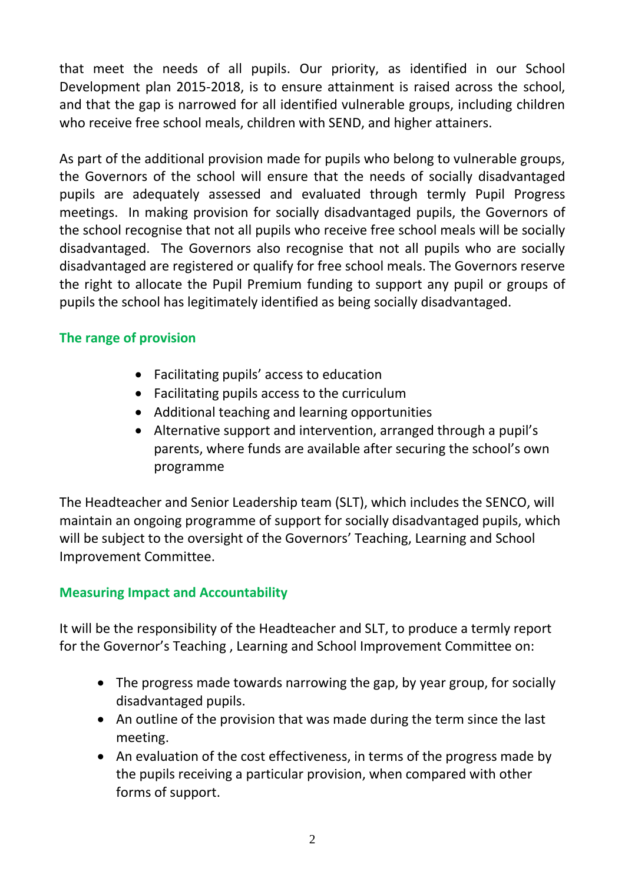that meet the needs of all pupils. Our priority, as identified in our School Development plan 2015-2018, is to ensure attainment is raised across the school, and that the gap is narrowed for all identified vulnerable groups, including children who receive free school meals, children with SEND, and higher attainers.

As part of the additional provision made for pupils who belong to vulnerable groups, the Governors of the school will ensure that the needs of socially disadvantaged pupils are adequately assessed and evaluated through termly Pupil Progress meetings. In making provision for socially disadvantaged pupils, the Governors of the school recognise that not all pupils who receive free school meals will be socially disadvantaged. The Governors also recognise that not all pupils who are socially disadvantaged are registered or qualify for free school meals. The Governors reserve the right to allocate the Pupil Premium funding to support any pupil or groups of pupils the school has legitimately identified as being socially disadvantaged.

## The range of provision

- Facilitating pupils' access to education
- Facilitating pupils access to the curriculum
- Additional teaching and learning opportunities
- Alternative support and intervention, arranged through a pupil's parents, where funds are available after securing the school's own programme

The Headteacher and Senior Leadership team (SLT), which includes the SENCO, will maintain an ongoing programme of support for socially disadvantaged pupils, which will be subject to the oversight of the Governors' Teaching, Learning and School Improvement Committee.

## Measuring Impact and Accountability

It will be the responsibility of the Headteacher and SLT, to produce a termly report for the Governor's Teaching , Learning and School Improvement Committee on:

- The progress made towards narrowing the gap, by year group, for socially disadvantaged pupils.
- An outline of the provision that was made during the term since the last meeting.
- An evaluation of the cost effectiveness, in terms of the progress made by the pupils receiving a particular provision, when compared with other forms of support.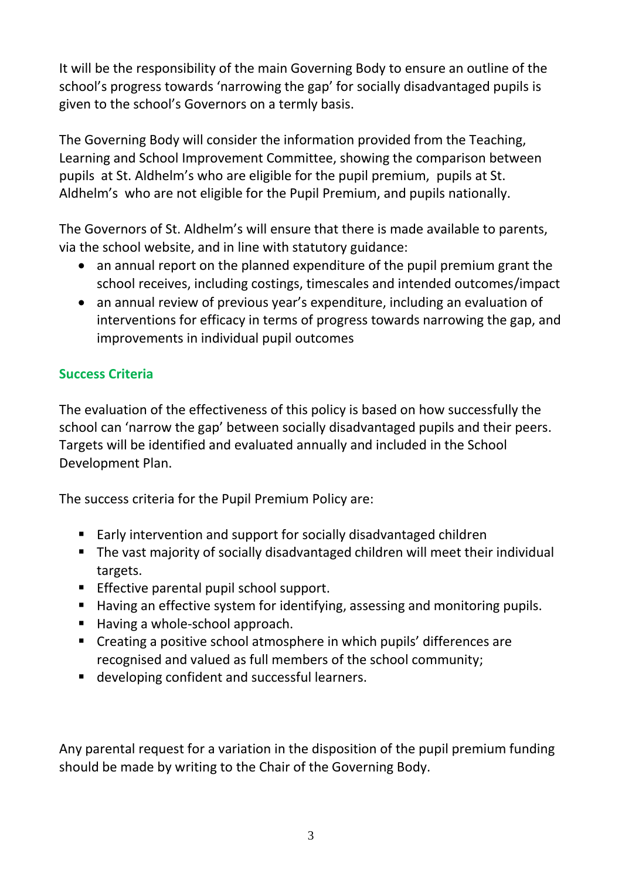It will be the responsibility of the main Governing Body to ensure an outline of the school's progress towards 'narrowing the gap' for socially disadvantaged pupils is given to the school's Governors on a termly basis.

The Governing Body will consider the information provided from the Teaching, Learning and School Improvement Committee, showing the comparison between pupils at St. Aldhelm's who are eligible for the pupil premium, pupils at St. Aldhelm's who are not eligible for the Pupil Premium, and pupils nationally.

The Governors of St. Aldhelm's will ensure that there is made available to parents, via the school website, and in line with statutory guidance:

- an annual report on the planned expenditure of the pupil premium grant the school receives, including costings, timescales and intended outcomes/impact
- an annual review of previous year's expenditure, including an evaluation of interventions for efficacy in terms of progress towards narrowing the gap, and improvements in individual pupil outcomes

## Success Criteria

The evaluation of the effectiveness of this policy is based on how successfully the school can 'narrow the gap' between socially disadvantaged pupils and their peers. Targets will be identified and evaluated annually and included in the School Development Plan.

The success criteria for the Pupil Premium Policy are:

- Early intervention and support for socially disadvantaged children
- The vast majority of socially disadvantaged children will meet their individual targets.
- Effective parental pupil school support.
- Having an effective system for identifying, assessing and monitoring pupils.
- Having a whole-school approach.
- Creating a positive school atmosphere in which pupils' differences are recognised and valued as full members of the school community;
- developing confident and successful learners.

Any parental request for a variation in the disposition of the pupil premium funding should be made by writing to the Chair of the Governing Body.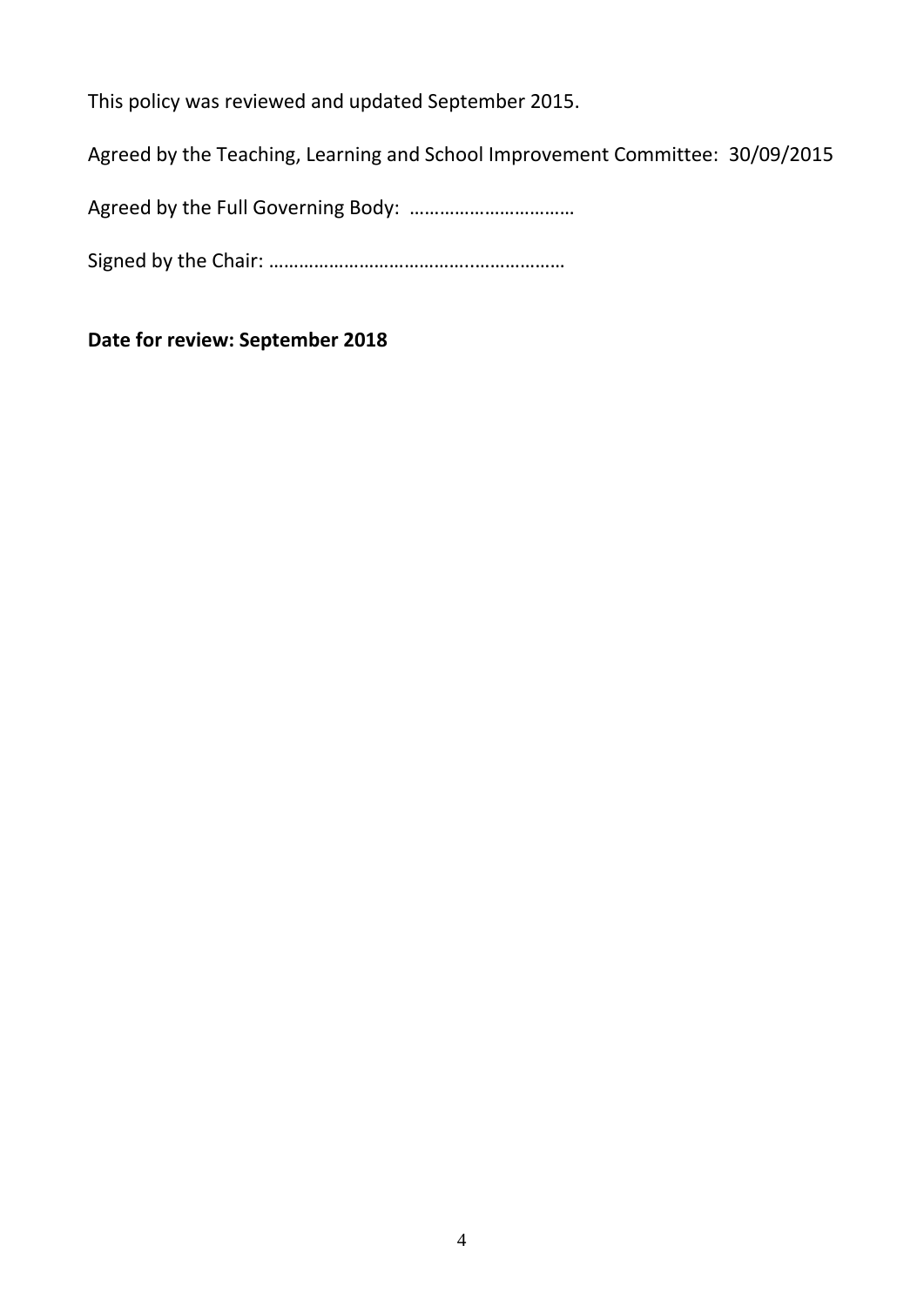This policy was reviewed and updated September 2015.

Agreed by the Teaching, Learning and School Improvement Committee: 30/09/2015

Agreed by the Full Governing Body: ……………………………

Signed by the Chair: ……………………………………..………………

**Date for review: September 2018**